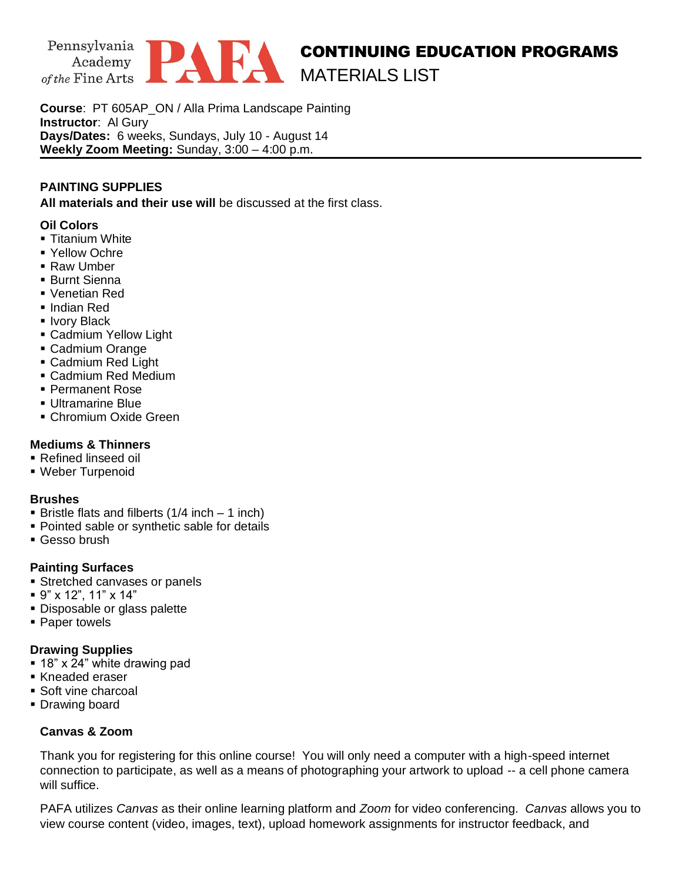Pennsylvania Academy of the Fine Arts **PAFA**

# CONTINUING EDUCATION PROGRAMS
## MATERIALS LIST

**Course**: PT 605AP_ON / Alla Prima Landscape Painting
**Instructor**: Al Gury
**Days/Dates:** 6 weeks, Sundays, July 10 - August 14
**Weekly Zoom Meeting:** Sunday, 3:00 – 4:00 p.m.

---

### PAINTING SUPPLIES

**All materials and their use will** be discussed at the first class.

**Oil Colors**

- Titanium White
- Yellow Ochre
- Raw Umber
- Burnt Sienna
- Venetian Red
- Indian Red
- Ivory Black
- Cadmium Yellow Light
- Cadmium Orange
- Cadmium Red Light
- Cadmium Red Medium
- Permanent Rose
- Ultramarine Blue
- Chromium Oxide Green

**Mediums & Thinners**

- Refined linseed oil
- Weber Turpenoid

**Brushes**

- Bristle flats and filberts (1/4 inch – 1 inch)
- Pointed sable or synthetic sable for details
- Gesso brush

**Painting Surfaces**

- Stretched canvases or panels
- 9" x 12", 11" x 14"
- Disposable or glass palette
- Paper towels

**Drawing Supplies**

- 18" x 24" white drawing pad
- Kneaded eraser
- Soft vine charcoal
- Drawing board

**Canvas & Zoom**

Thank you for registering for this online course! You will only need a computer with a high-speed internet connection to participate, as well as a means of photographing your artwork to upload -- a cell phone camera will suffice.

PAFA utilizes *Canvas* as their online learning platform and *Zoom* for video conferencing. *Canvas* allows you to view course content (video, images, text), upload homework assignments for instructor feedback, and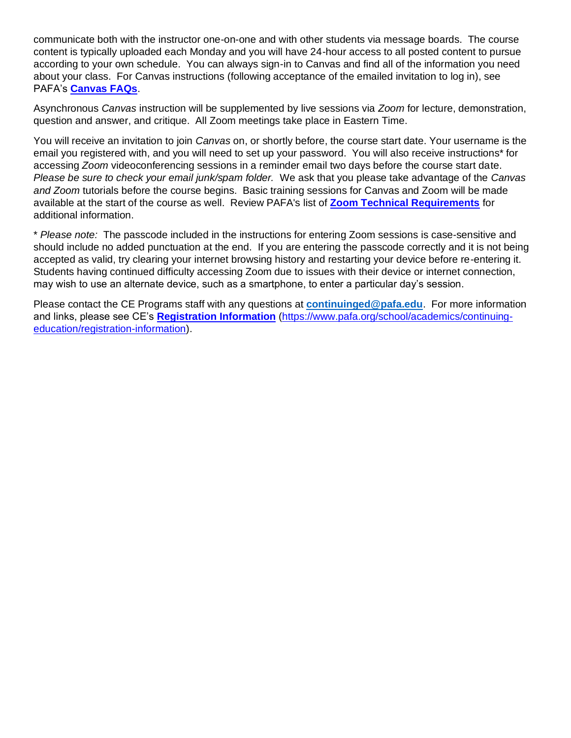communicate both with the instructor one-on-one and with other students via message boards. The course content is typically uploaded each Monday and you will have 24-hour access to all posted content to pursue according to your own schedule. You can always sign-in to Canvas and find all of the information you need about your class. For Canvas instructions (following acceptance of the emailed invitation to log in), see PAFA's **Canvas FAQs**.

Asynchronous *Canvas* instruction will be supplemented by live sessions via *Zoom* for lecture, demonstration, question and answer, and critique. All Zoom meetings take place in Eastern Time.

You will receive an invitation to join *Canvas* on, or shortly before, the course start date. Your username is the email you registered with, and you will need to set up your password. You will also receive instructions* for accessing *Zoom* videoconferencing sessions in a reminder email two days before the course start date. *Please be sure to check your email junk/spam folder.* We ask that you please take advantage of the *Canvas and Zoom* tutorials before the course begins. Basic training sessions for Canvas and Zoom will be made available at the start of the course as well. Review PAFA's list of **Zoom Technical Requirements** for additional information.

\* *Please note:* The passcode included in the instructions for entering Zoom sessions is case-sensitive and should include no added punctuation at the end. If you are entering the passcode correctly and it is not being accepted as valid, try clearing your internet browsing history and restarting your device before re-entering it. Students having continued difficulty accessing Zoom due to issues with their device or internet connection, may wish to use an alternate device, such as a smartphone, to enter a particular day's session.

Please contact the CE Programs staff with any questions at **continuinged@pafa.edu**. For more information and links, please see CE's **Registration Information** (https://www.pafa.org/school/academics/continuing-education/registration-information).